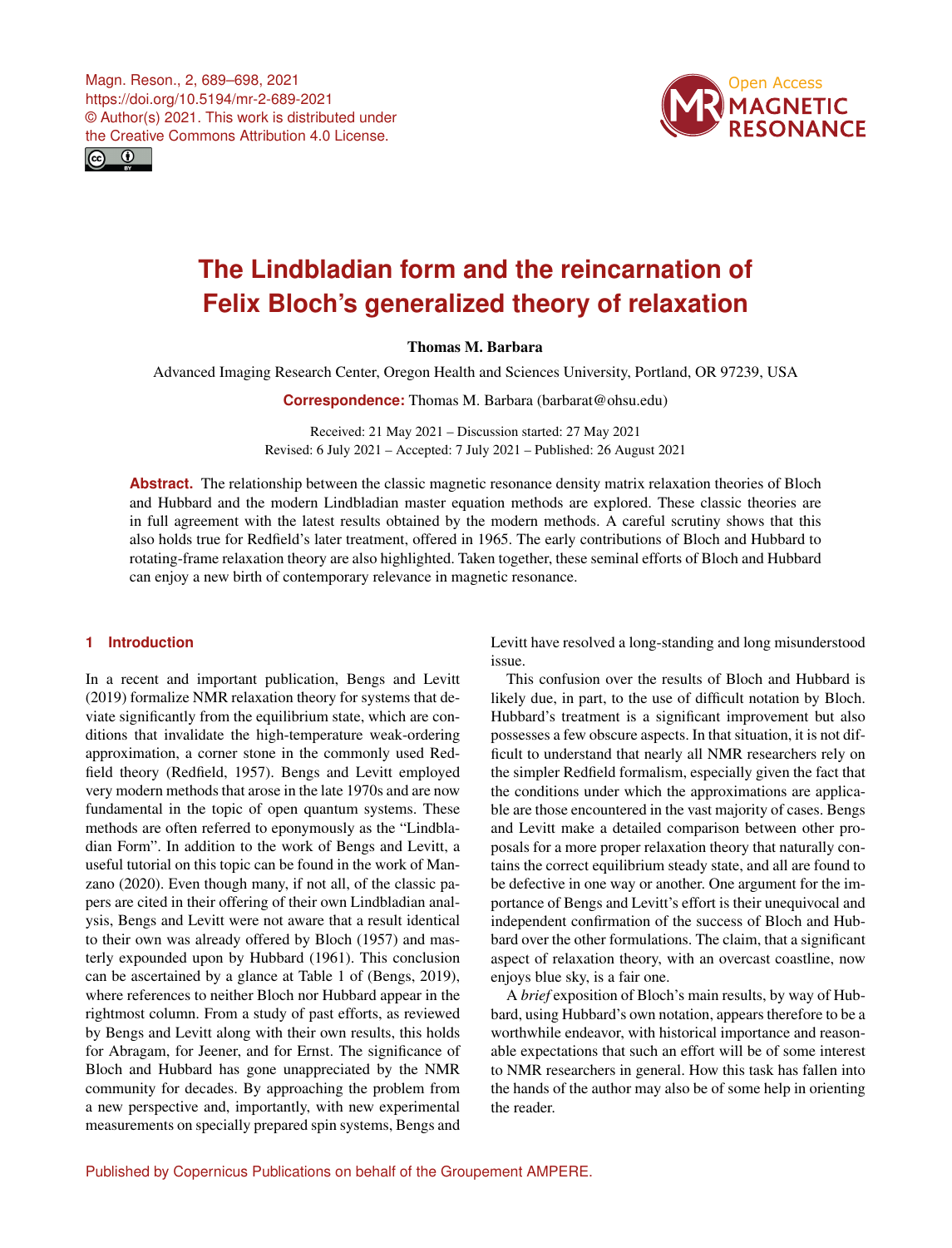Magn. Reson., 2, 689–698, 2021
https://doi.org/10.5194/mr-2-689-2021
© Author(s) 2021. This work is distributed under the Creative Commons Attribution 4.0 License.

# The Lindbladian form and the reincarnation of Felix Bloch's generalized theory of relaxation

**Thomas M. Barbara**

Advanced Imaging Research Center, Oregon Health and Sciences University, Portland, OR 97239, USA

**Correspondence:** Thomas M. Barbara (barbarat@ohsu.edu)

Received: 21 May 2021 – Discussion started: 27 May 2021
Revised: 6 July 2021 – Accepted: 7 July 2021 – Published: 26 August 2021

**Abstract.** The relationship between the classic magnetic resonance density matrix relaxation theories of Bloch and Hubbard and the modern Lindbladian master equation methods are explored. These classic theories are in full agreement with the latest results obtained by the modern methods. A careful scrutiny shows that this also holds true for Redfield's later treatment, offered in 1965. The early contributions of Bloch and Hubbard to rotating-frame relaxation theory are also highlighted. Taken together, these seminal efforts of Bloch and Hubbard can enjoy a new birth of contemporary relevance in magnetic resonance.

## 1 Introduction

In a recent and important publication, Bengs and Levitt (2019) formalize NMR relaxation theory for systems that deviate significantly from the equilibrium state, which are conditions that invalidate the high-temperature weak-ordering approximation, a corner stone in the commonly used Redfield theory (Redfield, 1957). Bengs and Levitt employed very modern methods that arose in the late 1970s and are now fundamental in the topic of open quantum systems. These methods are often referred to eponymously as the "Lindbladian Form". In addition to the work of Bengs and Levitt, a useful tutorial on this topic can be found in the work of Manzano (2020). Even though many, if not all, of the classic papers are cited in their offering of their own Lindbladian analysis, Bengs and Levitt were not aware that a result identical to their own was already offered by Bloch (1957) and masterly expounded upon by Hubbard (1961). This conclusion can be ascertained by a glance at Table 1 of (Bengs, 2019), where references to neither Bloch nor Hubbard appear in the rightmost column. From a study of past efforts, as reviewed by Bengs and Levitt along with their own results, this holds for Abragam, for Jeener, and for Ernst. The significance of Bloch and Hubbard has gone unappreciated by the NMR community for decades. By approaching the problem from a new perspective and, importantly, with new experimental measurements on specially prepared spin systems, Bengs and Levitt have resolved a long-standing and long misunderstood issue.

This confusion over the results of Bloch and Hubbard is likely due, in part, to the use of difficult notation by Bloch. Hubbard's treatment is a significant improvement but also possesses a few obscure aspects. In that situation, it is not difficult to understand that nearly all NMR researchers rely on the simpler Redfield formalism, especially given the fact that the conditions under which the approximations are applicable are those encountered in the vast majority of cases. Bengs and Levitt make a detailed comparison between other proposals for a more proper relaxation theory that naturally contains the correct equilibrium steady state, and all are found to be defective in one way or another. One argument for the importance of Bengs and Levitt's effort is their unequivocal and independent confirmation of the success of Bloch and Hubbard over the other formulations. The claim, that a significant aspect of relaxation theory, with an overcast coastline, now enjoys blue sky, is a fair one.

A *brief* exposition of Bloch's main results, by way of Hubbard, using Hubbard's own notation, appears therefore to be a worthwhile endeavor, with historical importance and reasonable expectations that such an effort will be of some interest to NMR researchers in general. How this task has fallen into the hands of the author may also be of some help in orienting the reader.

Published by Copernicus Publications on behalf of the Groupement AMPERE.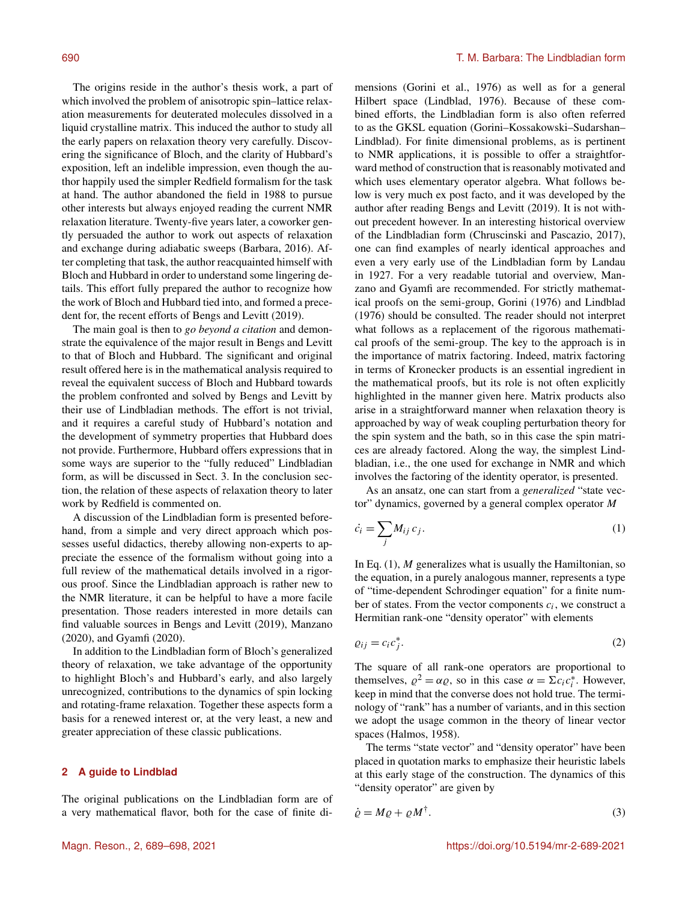The origins reside in the author's thesis work, a part of which involved the problem of anisotropic spin–lattice relaxation measurements for deuterated molecules dissolved in a liquid crystalline matrix. This induced the author to study all the early papers on relaxation theory very carefully. Discovering the significance of Bloch, and the clarity of Hubbard's exposition, left an indelible impression, even though the author happily used the simpler Redfield formalism for the task at hand. The author abandoned the field in 1988 to pursue other interests but always enjoyed reading the current NMR relaxation literature. Twenty-five years later, a coworker gently persuaded the author to work out aspects of relaxation and exchange during adiabatic sweeps (Barbara, 2016). After completing that task, the author reacquainted himself with Bloch and Hubbard in order to understand some lingering details. This effort fully prepared the author to recognize how the work of Bloch and Hubbard tied into, and formed a precedent for, the recent efforts of Bengs and Levitt (2019).

The main goal is then to *go beyond a citation* and demonstrate the equivalence of the major result in Bengs and Levitt to that of Bloch and Hubbard. The significant and original result offered here is in the mathematical analysis required to reveal the equivalent success of Bloch and Hubbard towards the problem confronted and solved by Bengs and Levitt by their use of Lindbladian methods. The effort is not trivial, and it requires a careful study of Hubbard's notation and the development of symmetry properties that Hubbard does not provide. Furthermore, Hubbard offers expressions that in some ways are superior to the "fully reduced" Lindbladian form, as will be discussed in Sect. 3. In the conclusion section, the relation of these aspects of relaxation theory to later work by Redfield is commented on.

A discussion of the Lindbladian form is presented beforehand, from a simple and very direct approach which possesses useful didactics, thereby allowing non-experts to appreciate the essence of the formalism without going into a full review of the mathematical details involved in a rigorous proof. Since the Lindbladian approach is rather new to the NMR literature, it can be helpful to have a more facile presentation. Those readers interested in more details can find valuable sources in Bengs and Levitt (2019), Manzano (2020), and Gyamfi (2020).

In addition to the Lindbladian form of Bloch's generalized theory of relaxation, we take advantage of the opportunity to highlight Bloch's and Hubbard's early, and also largely unrecognized, contributions to the dynamics of spin locking and rotating-frame relaxation. Together these aspects form a basis for a renewed interest or, at the very least, a new and greater appreciation of these classic publications.

## 2 A guide to Lindblad

The original publications on the Lindbladian form are of a very mathematical flavor, both for the case of finite dimensions (Gorini et al., 1976) as well as for a general Hilbert space (Lindblad, 1976). Because of these combined efforts, the Lindbladian form is also often referred to as the GKSL equation (Gorini–Kossakowski–Sudarshan–Lindblad). For finite dimensional problems, as is pertinent to NMR applications, it is possible to offer a straightforward method of construction that is reasonably motivated and which uses elementary operator algebra. What follows below is very much ex post facto, and it was developed by the author after reading Bengs and Levitt (2019). It is not without precedent however. In an interesting historical overview of the Lindbladian form (Chruscinski and Pascazio, 2017), one can find examples of nearly identical approaches and even a very early use of the Lindbladian form by Landau in 1927. For a very readable tutorial and overview, Manzano and Gyamfi are recommended. For strictly mathematical proofs on the semi-group, Gorini (1976) and Lindblad (1976) should be consulted. The reader should not interpret what follows as a replacement of the rigorous mathematical proofs of the semi-group. The key to the approach is in the importance of matrix factoring. Indeed, matrix factoring in terms of Kronecker products is an essential ingredient in the mathematical proofs, but its role is not often explicitly highlighted in the manner given here. Matrix products also arise in a straightforward manner when relaxation theory is approached by way of weak coupling perturbation theory for the spin system and the bath, so in this case the spin matrices are already factored. Along the way, the simplest Lindbladian, i.e., the one used for exchange in NMR and which involves the factoring of the identity operator, is presented.

As an ansatz, one can start from a *generalized* "state vector" dynamics, governed by a general complex operator $M$

$$\dot{c}_i = \sum_j M_{ij} c_j. \tag{1}$$

In Eq. (1), $M$ generalizes what is usually the Hamiltonian, so the equation, in a purely analogous manner, represents a type of "time-dependent Schrodinger equation" for a finite number of states. From the vector components $c_i$, we construct a Hermitian rank-one "density operator" with elements

$$\varrho_{ij} = c_i c_j^*. \tag{2}$$

The square of all rank-one operators are proportional to themselves, $\varrho^2 = \alpha\varrho$, so in this case $\alpha = \Sigma c_i c_i^*$. However, keep in mind that the converse does not hold true. The terminology of "rank" has a number of variants, and in this section we adopt the usage common in the theory of linear vector spaces (Halmos, 1958).

The terms "state vector" and "density operator" have been placed in quotation marks to emphasize their heuristic labels at this early stage of the construction. The dynamics of this "density operator" are given by

$$\dot{\varrho} = M\varrho + \varrho M^\dagger. \tag{3}$$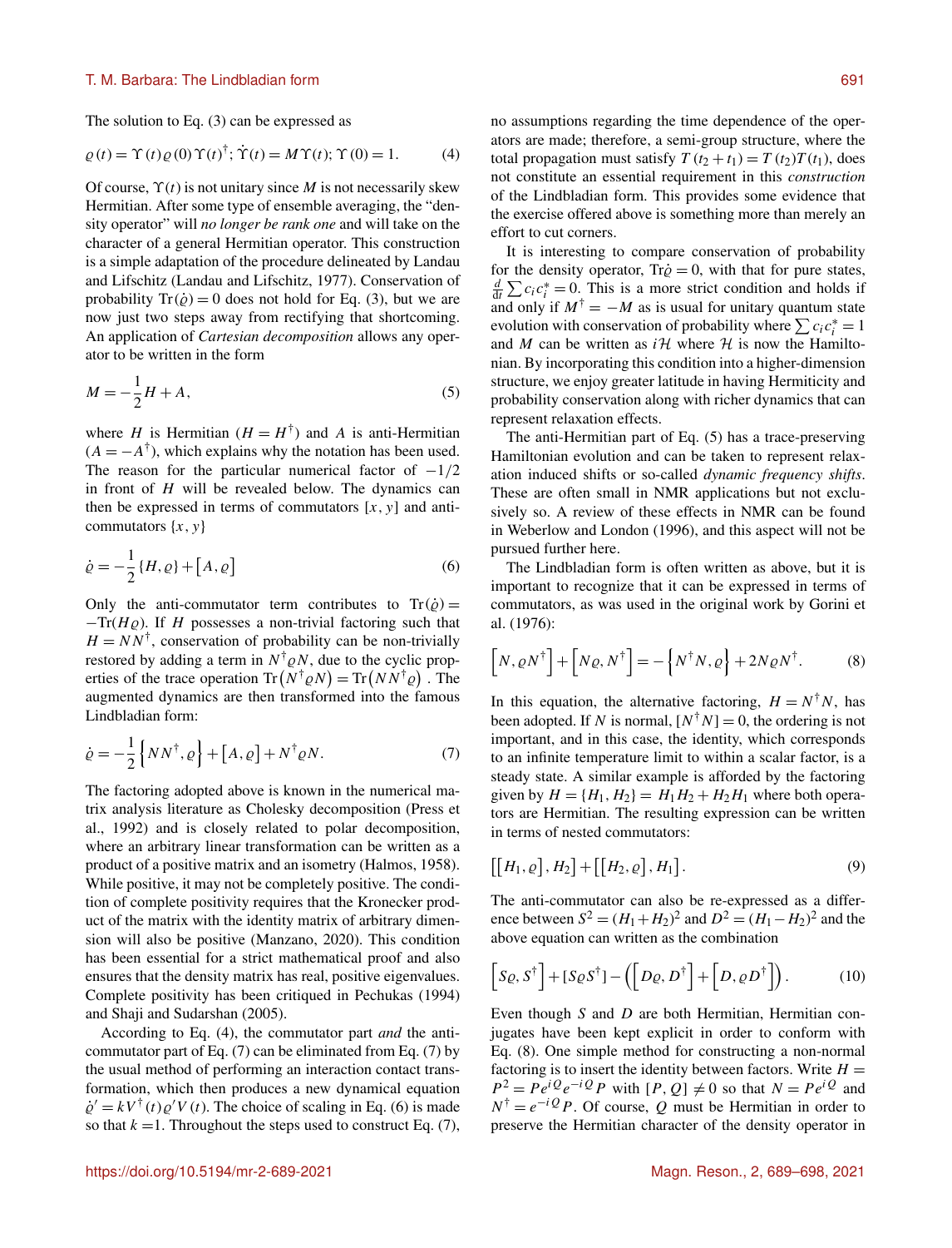The solution to Eq. (3) can be expressed as

$$\varrho(t) = \Upsilon(t)\varrho(0)\Upsilon(t)^{\dagger}; \dot{\Upsilon}(t) = M\Upsilon(t); \Upsilon(0) = 1. \tag{4}$$

Of course, $\Upsilon(t)$ is not unitary since $M$ is not necessarily skew Hermitian. After some type of ensemble averaging, the "density operator" will *no longer be rank one* and will take on the character of a general Hermitian operator. This construction is a simple adaptation of the procedure delineated by Landau and Lifschitz (Landau and Lifschitz, 1977). Conservation of probability $\mathrm{Tr}(\dot{\varrho}) = 0$ does not hold for Eq. (3), but we are now just two steps away from rectifying that shortcoming. An application of *Cartesian decomposition* allows any operator to be written in the form

$$M = -\frac{1}{2}H + A, \tag{5}$$

where $H$ is Hermitian ($H = H^{\dagger}$) and $A$ is anti-Hermitian ($A = -A^{\dagger}$), which explains why the notation has been used. The reason for the particular numerical factor of $-1/2$ in front of $H$ will be revealed below. The dynamics can then be expressed in terms of commutators $[x, y]$ and anti-commutators $\{x, y\}$

$$\dot{\varrho} = -\frac{1}{2}\{H, \varrho\} + [A, \varrho] \tag{6}$$

Only the anti-commutator term contributes to $\mathrm{Tr}(\dot{\varrho}) = -\mathrm{Tr}(H\varrho)$. If $H$ possesses a non-trivial factoring such that $H = NN^{\dagger}$, conservation of probability can be non-trivially restored by adding a term in $N^{\dagger}\varrho N$, due to the cyclic properties of the trace operation $\mathrm{Tr}\left(N^{\dagger}\varrho N\right) = \mathrm{Tr}\left(NN^{\dagger}\varrho\right)$. The augmented dynamics are then transformed into the famous Lindbladian form:

$$\dot{\varrho} = -\frac{1}{2}\left\{NN^{\dagger}, \varrho\right\} + [A, \varrho] + N^{\dagger}\varrho N. \tag{7}$$

The factoring adopted above is known in the numerical matrix analysis literature as Cholesky decomposition (Press et al., 1992) and is closely related to polar decomposition, where an arbitrary linear transformation can be written as a product of a positive matrix and an isometry (Halmos, 1958). While positive, it may not be completely positive. The condition of complete positivity requires that the Kronecker product of the matrix with the identity matrix of arbitrary dimension will also be positive (Manzano, 2020). This condition has been essential for a strict mathematical proof and also ensures that the density matrix has real, positive eigenvalues. Complete positivity has been critiqued in Pechukas (1994) and Shaji and Sudarshan (2005).

According to Eq. (4), the commutator part *and* the anti-commutator part of Eq. (7) can be eliminated from Eq. (7) by the usual method of performing an interaction contact transformation, which then produces a new dynamical equation $\dot{\varrho}' = kV^{\dagger}(t)\varrho' V(t)$. The choice of scaling in Eq. (6) is made so that $k = 1$. Throughout the steps used to construct Eq. (7), no assumptions regarding the time dependence of the operators are made; therefore, a semi-group structure, where the total propagation must satisfy $T(t_2 + t_1) = T(t_2)T(t_1)$, does not constitute an essential requirement in this *construction* of the Lindbladian form. This provides some evidence that the exercise offered above is something more than merely an effort to cut corners.

It is interesting to compare conservation of probability for the density operator, $\mathrm{Tr}\dot{\varrho} = 0$, with that for pure states, $\frac{d}{dt}\sum c_i c_i^* = 0$. This is a more strict condition and holds if and only if $M^{\dagger} = -M$ as is usual for unitary quantum state evolution with conservation of probability where $\sum c_i c_i^* = 1$ and $M$ can be written as $i\mathcal{H}$ where $\mathcal{H}$ is now the Hamiltonian. By incorporating this condition into a higher-dimension structure, we enjoy greater latitude in having Hermiticity and probability conservation along with richer dynamics that can represent relaxation effects.

The anti-Hermitian part of Eq. (5) has a trace-preserving Hamiltonian evolution and can be taken to represent relaxation induced shifts or so-called *dynamic frequency shifts*. These are often small in NMR applications but not exclusively so. A review of these effects in NMR can be found in Weberlow and London (1996), and this aspect will not be pursued further here.

The Lindbladian form is often written as above, but it is important to recognize that it can be expressed in terms of commutators, as was used in the original work by Gorini et al. (1976):

$$\left[N, \varrho N^{\dagger}\right] + \left[N\varrho, N^{\dagger}\right] = -\left\{N^{\dagger}N, \varrho\right\} + 2N\varrho N^{\dagger}. \tag{8}$$

In this equation, the alternative factoring, $H = N^{\dagger}N$, has been adopted. If $N$ is normal, $[N^{\dagger}N] = 0$, the ordering is not important, and in this case, the identity, which corresponds to an infinite temperature limit to within a scalar factor, is a steady state. A similar example is afforded by the factoring given by $H = \{H_1, H_2\} = H_1H_2 + H_2H_1$ where both operators are Hermitian. The resulting expression can be written in terms of nested commutators:

$$\left[\left[H_1, \varrho\right], H_2\right] + \left[\left[H_2, \varrho\right], H_1\right]. \tag{9}$$

The anti-commutator can also be re-expressed as a difference between $S^2 = (H_1 + H_2)^2$ and $D^2 = (H_1 - H_2)^2$ and the above equation can written as the combination

$$\left[S\varrho, S^{\dagger}\right] + [S\varrho S^{\dagger}] - \left(\left[D\varrho, D^{\dagger}\right] + \left[D, \varrho D^{\dagger}\right]\right). \tag{10}$$

Even though $S$ and $D$ are both Hermitian, Hermitian conjugates have been kept explicit in order to conform with Eq. (8). One simple method for constructing a non-normal factoring is to insert the identity between factors. Write $H = P^2 = Pe^{iQ}e^{-iQ}P$ with $[P, Q] \neq 0$ so that $N = Pe^{iQ}$ and $N^{\dagger} = e^{-iQ}P$. Of course, $Q$ must be Hermitian in order to preserve the Hermitian character of the density operator in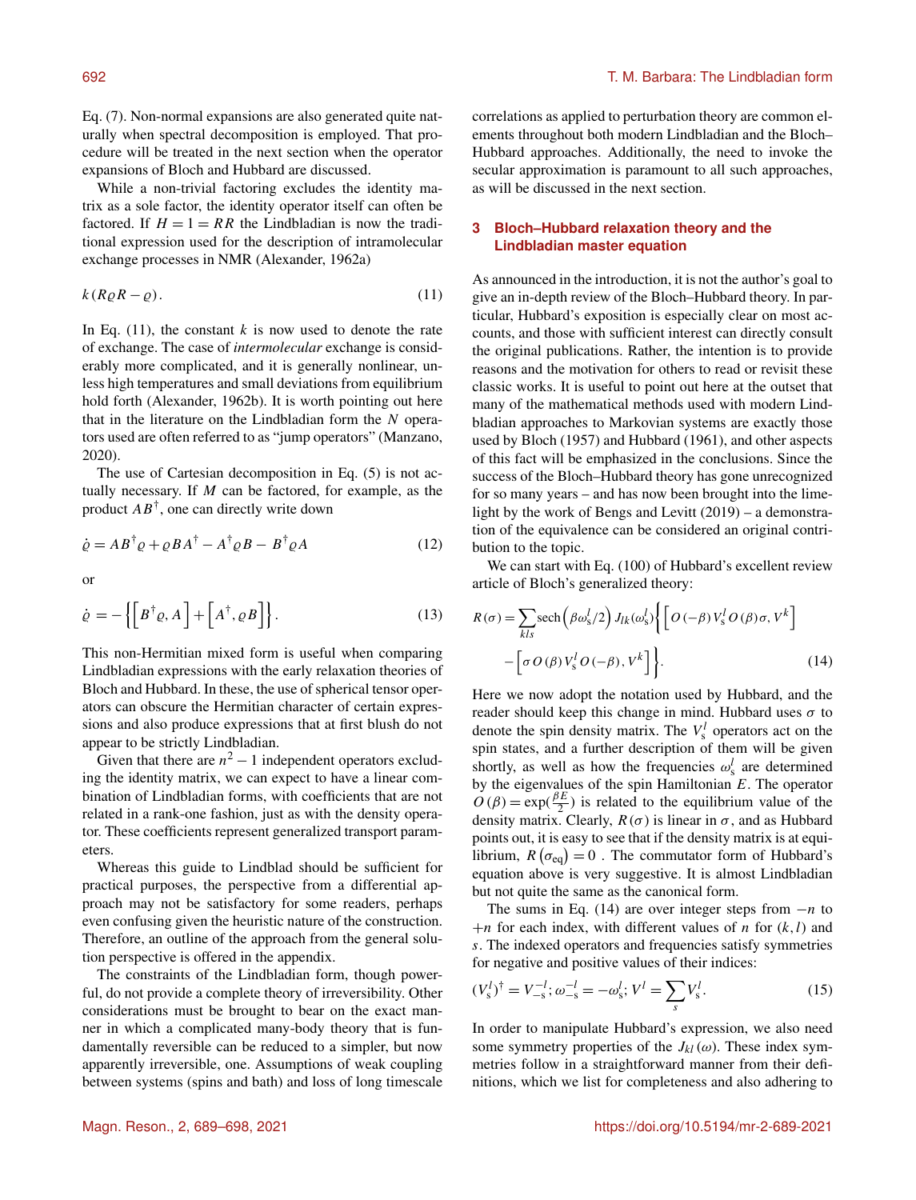Eq. (7). Non-normal expansions are also generated quite naturally when spectral decomposition is employed. That procedure will be treated in the next section when the operator expansions of Bloch and Hubbard are discussed.

While a non-trivial factoring excludes the identity matrix as a sole factor, the identity operator itself can often be factored. If $H = 1 = RR$ the Lindbladian is now the traditional expression used for the description of intramolecular exchange processes in NMR (Alexander, 1962a)

$$k\left(R\varrho R - \varrho\right). \tag{11}$$

In Eq. (11), the constant $k$ is now used to denote the rate of exchange. The case of *intermolecular* exchange is considerably more complicated, and it is generally nonlinear, unless high temperatures and small deviations from equilibrium hold forth (Alexander, 1962b). It is worth pointing out here that in the literature on the Lindbladian form the $N$ operators used are often referred to as "jump operators" (Manzano, 2020).

The use of Cartesian decomposition in Eq. (5) is not actually necessary. If $M$ can be factored, for example, as the product $AB^\dagger$, one can directly write down

$$\dot{\varrho} = AB^\dagger\varrho + \varrho BA^\dagger - A^\dagger\varrho B - B^\dagger\varrho A \tag{12}$$

or

$$\dot{\varrho} = -\left\{\left[B^\dagger\varrho, A\right] + \left[A^\dagger, \varrho B\right]\right\}. \tag{13}$$

This non-Hermitian mixed form is useful when comparing Lindbladian expressions with the early relaxation theories of Bloch and Hubbard. In these, the use of spherical tensor operators can obscure the Hermitian character of certain expressions and also produce expressions that at first blush do not appear to be strictly Lindbladian.

Given that there are $n^2 - 1$ independent operators excluding the identity matrix, we can expect to have a linear combination of Lindbladian forms, with coefficients that are not related in a rank-one fashion, just as with the density operator. These coefficients represent generalized transport parameters.

Whereas this guide to Lindblad should be sufficient for practical purposes, the perspective from a differential approach may not be satisfactory for some readers, perhaps even confusing given the heuristic nature of the construction. Therefore, an outline of the approach from the general solution perspective is offered in the appendix.

The constraints of the Lindbladian form, though powerful, do not provide a complete theory of irreversibility. Other considerations must be brought to bear on the exact manner in which a complicated many-body theory that is fundamentally reversible can be reduced to a simpler, but now apparently irreversible, one. Assumptions of weak coupling between systems (spins and bath) and loss of long timescale correlations as applied to perturbation theory are common elements throughout both modern Lindbladian and the Bloch–Hubbard approaches. Additionally, the need to invoke the secular approximation is paramount to all such approaches, as will be discussed in the next section.

## 3 Bloch–Hubbard relaxation theory and the Lindbladian master equation

As announced in the introduction, it is not the author's goal to give an in-depth review of the Bloch–Hubbard theory. In particular, Hubbard's exposition is especially clear on most accounts, and those with sufficient interest can directly consult the original publications. Rather, the intention is to provide reasons and the motivation for others to read or revisit these classic works. It is useful to point out here at the outset that many of the mathematical methods used with modern Lindbladian approaches to Markovian systems are exactly those used by Bloch (1957) and Hubbard (1961), and other aspects of this fact will be emphasized in the conclusions. Since the success of the Bloch–Hubbard theory has gone unrecognized for so many years – and has now been brought into the limelight by the work of Bengs and Levitt (2019) – a demonstration of the equivalence can be considered an original contribution to the topic.

We can start with Eq. (100) of Hubbard's excellent review article of Bloch's generalized theory:

$$\begin{aligned} R(\sigma) = \sum_{kls} \operatorname{sech}\left(\beta\omega_s^l/2\right) J_{lk}(\omega_s^l)\Big\{&\left[O(-\beta)V_s^l O(\beta)\sigma, V^k\right] \\ &- \left[\sigma O(\beta)V_s^l O(-\beta), V^k\right]\Big\}. \end{aligned} \tag{14}$$

Here we now adopt the notation used by Hubbard, and the reader should keep this change in mind. Hubbard uses $\sigma$ to denote the spin density matrix. The $V_s^l$ operators act on the spin states, and a further description of them will be given shortly, as well as how the frequencies $\omega_s^l$ are determined by the eigenvalues of the spin Hamiltonian $E$. The operator $O(\beta) = \exp(\frac{\beta E}{2})$ is related to the equilibrium value of the density matrix. Clearly, $R(\sigma)$ is linear in $\sigma$, and as Hubbard points out, it is easy to see that if the density matrix is at equilibrium, $R\left(\sigma_{\mathrm{eq}}\right) = 0$ . The commutator form of Hubbard's equation above is very suggestive. It is almost Lindbladian but not quite the same as the canonical form.

The sums in Eq. (14) are over integer steps from $-n$ to $+n$ for each index, with different values of $n$ for $(k,l)$ and $s$. The indexed operators and frequencies satisfy symmetries for negative and positive values of their indices:

$$(V_s^l)^\dagger = V_{-s}^{-l};\, \omega_{-s}^{-l} = -\omega_s^l;\, V^l = \sum_s V_s^l. \tag{15}$$

In order to manipulate Hubbard's expression, we also need some symmetry properties of the $J_{kl}(\omega)$. These index symmetries follow in a straightforward manner from their definitions, which we list for completeness and also adhering to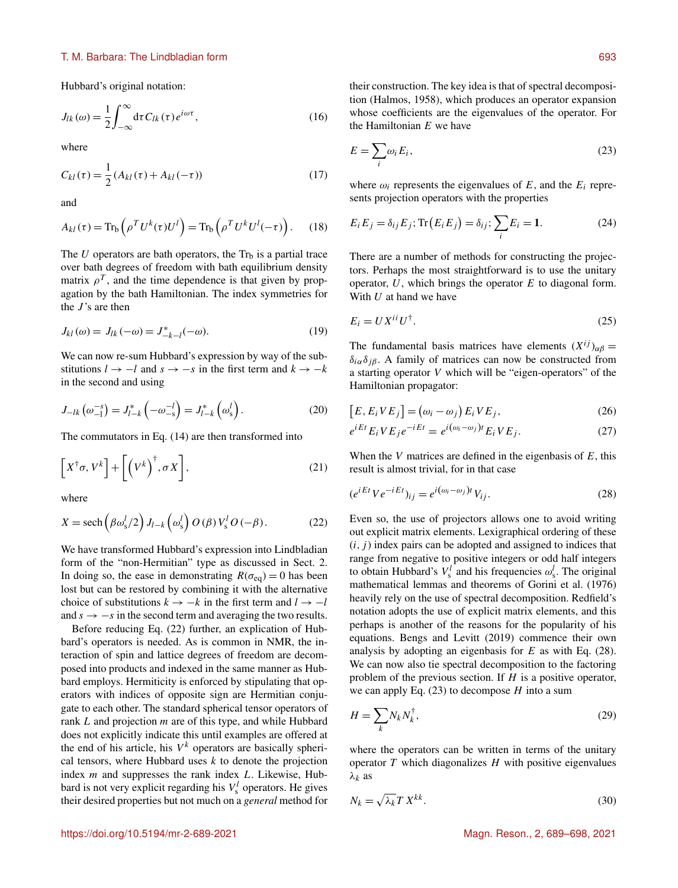Hubbard's original notation:

$$J_{lk}(\omega) = \frac{1}{2}\int_{-\infty}^{\infty} \mathrm{d}\tau\, C_{lk}(\tau)\, e^{i\omega\tau}, \tag{16}$$

where

$$C_{kl}(\tau) = \frac{1}{2}\left(A_{kl}(\tau) + A_{kl}(-\tau)\right) \tag{17}$$

and

$$A_{kl}(\tau) = \mathrm{Tr_b}\left(\rho^T U^k(\tau) U^l\right) = \mathrm{Tr_b}\left(\rho^T U^k U^l(-\tau)\right). \tag{18}$$

The $U$ operators are bath operators, the $\mathrm{Tr_b}$ is a partial trace over bath degrees of freedom with bath equilibrium density matrix $\rho^T$, and the time dependence is that given by propagation by the bath Hamiltonian. The index symmetries for the $J$'s are then

$$J_{kl}(\omega) = J_{lk}(-\omega) = J^*_{-k-l}(-\omega). \tag{19}$$

We can now re-sum Hubbard's expression by way of the substitutions $l \to -l$ and $s \to -s$ in the first term and $k \to -k$ in the second and using

$$J_{-lk}\left(\omega^{-s}_{-l}\right) = J^*_{l-k}\left(-\omega^{-l}_{-s}\right) = J^*_{l-k}\left(\omega^{l}_{s}\right). \tag{20}$$

The commutators in Eq. (14) are then transformed into

$$\left[X^\dagger\sigma, V^k\right] + \left[\left(V^k\right)^\dagger, \sigma X\right], \tag{21}$$

where

$$X = \mathrm{sech}\left(\beta\omega^l_s/2\right) J_{l-k}\left(\omega^l_s\right) O(\beta)\, V^l_s\, O(-\beta). \tag{22}$$

We have transformed Hubbard's expression into Lindbladian form of the "non-Hermitian" type as discussed in Sect. 2. In doing so, the ease in demonstrating $R(\sigma_{\mathrm{eq}}) = 0$ has been lost but can be restored by combining it with the alternative choice of substitutions $k \to -k$ in the first term and $l \to -l$ and $s \to -s$ in the second term and averaging the two results.

Before reducing Eq. (22) further, an explication of Hubbard's operators is needed. As is common in NMR, the interaction of spin and lattice degrees of freedom are decomposed into products and indexed in the same manner as Hubbard employs. Hermiticity is enforced by stipulating that operators with indices of opposite sign are Hermitian conjugate to each other. The standard spherical tensor operators of rank $L$ and projection $m$ are of this type, and while Hubbard does not explicitly indicate this until examples are offered at the end of his article, his $V^k$ operators are basically spherical tensors, where Hubbard uses $k$ to denote the projection index $m$ and suppresses the rank index $L$. Likewise, Hubbard is not very explicit regarding his $V^l_s$ operators. He gives their desired properties but not much on a *general* method for their construction. The key idea is that of spectral decomposition (Halmos, 1958), which produces an operator expansion whose coefficients are the eigenvalues of the operator. For the Hamiltonian $E$ we have

$$E = \sum_i \omega_i E_i, \tag{23}$$

where $\omega_i$ represents the eigenvalues of $E$, and the $E_i$ represents projection operators with the properties

$$E_i E_j = \delta_{ij} E_j; \mathrm{Tr}\left(E_i E_j\right) = \delta_{ij}; \sum_i E_i = \mathbf{1}. \tag{24}$$

There are a number of methods for constructing the projectors. Perhaps the most straightforward is to use the unitary operator, $U$, which brings the operator $E$ to diagonal form. With $U$ at hand we have

$$E_i = U X^{ii} U^\dagger. \tag{25}$$

The fundamental basis matrices have elements $(X^{ij})_{\alpha\beta} = \delta_{i\alpha}\delta_{j\beta}$. A family of matrices can now be constructed from a starting operator $V$ which will be "eigen-operators" of the Hamiltonian propagator:

$$\left[E, E_i V E_j\right] = \left(\omega_i - \omega_j\right) E_i V E_j, \tag{26}$$

$$e^{iEt} E_i V E_j e^{-iEt} = e^{i\left(\omega_i - \omega_j\right)t} E_i V E_j. \tag{27}$$

When the $V$ matrices are defined in the eigenbasis of $E$, this result is almost trivial, for in that case

$$(e^{iEt} V e^{-iEt})_{ij} = e^{i\left(\omega_i - \omega_j\right)t} V_{ij}. \tag{28}$$

Even so, the use of projectors allows one to avoid writing out explicit matrix elements. Lexigraphical ordering of these $(i, j)$ index pairs can be adopted and assigned to indices that range from negative to positive integers or odd half integers to obtain Hubbard's $V^l_s$ and his frequencies $\omega^l_s$. The original mathematical lemmas and theorems of Gorini et al. (1976) heavily rely on the use of spectral decomposition. Redfield's notation adopts the use of explicit matrix elements, and this perhaps is another of the reasons for the popularity of his equations. Bengs and Levitt (2019) commence their own analysis by adopting an eigenbasis for $E$ as with Eq. (28). We can now also tie spectral decomposition to the factoring problem of the previous section. If $H$ is a positive operator, we can apply Eq. (23) to decompose $H$ into a sum

$$H = \sum_k N_k N_k^\dagger, \tag{29}$$

where the operators can be written in terms of the unitary operator $T$ which diagonalizes $H$ with positive eigenvalues $\lambda_k$ as

$$N_k = \sqrt{\lambda_k}\, T\, X^{kk}. \tag{30}$$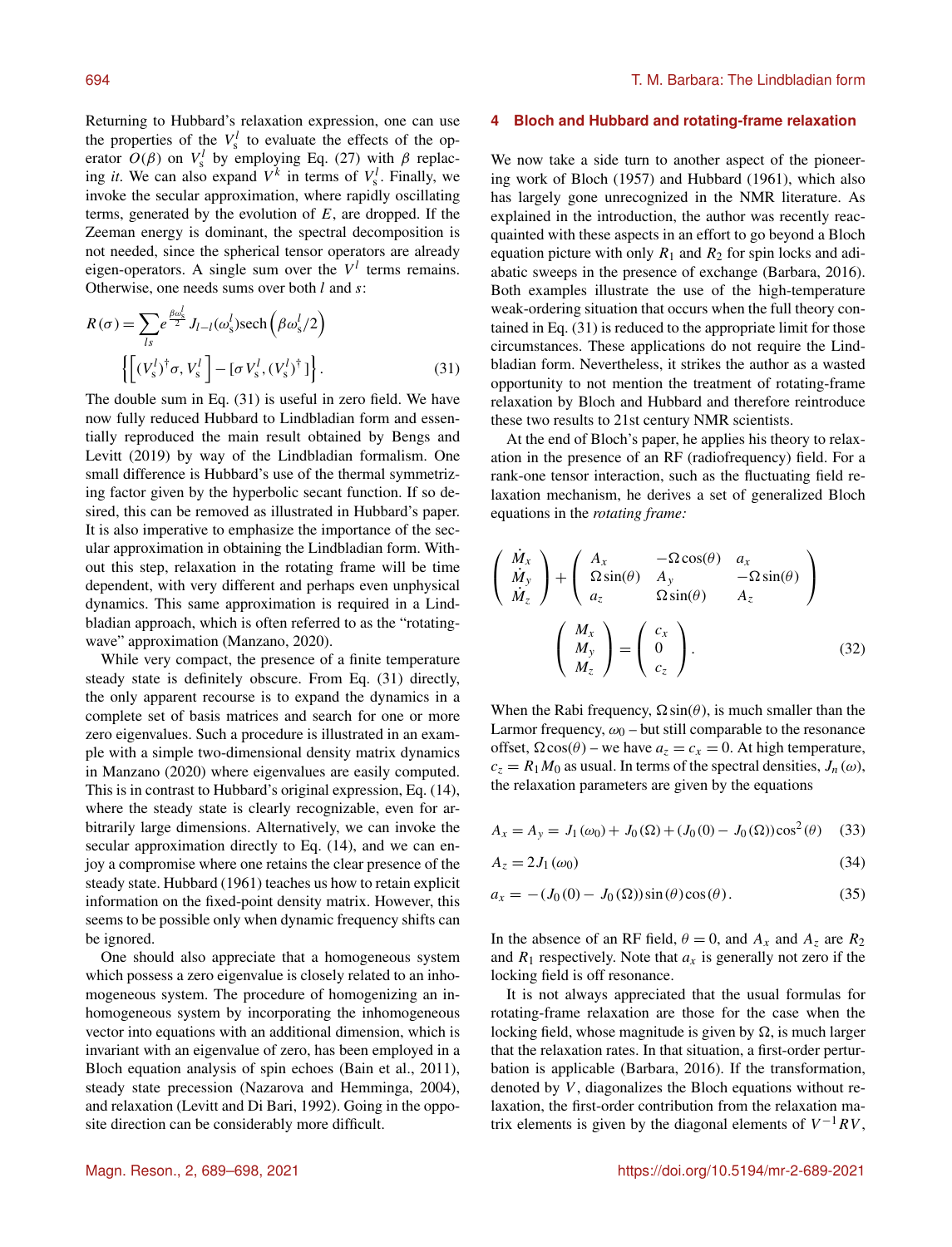Returning to Hubbard's relaxation expression, one can use the properties of the $V_s^l$ to evaluate the effects of the operator $O(\beta)$ on $V_s^l$ by employing Eq. (27) with $\beta$ replacing *it*. We can also expand $V^k$ in terms of $V_s^l$. Finally, we invoke the secular approximation, where rapidly oscillating terms, generated by the evolution of $E$, are dropped. If the Zeeman energy is dominant, the spectral decomposition is not needed, since the spherical tensor operators are already eigen-operators. A single sum over the $V^l$ terms remains. Otherwise, one needs sums over both $l$ and $s$:

$$R(\sigma) = \sum_{ls} e^{\frac{\beta\omega_s^l}{2}} J_{l-l}(\omega_s^l) \operatorname{sech}\left(\beta\omega_s^l/2\right) \left\{ \left[ (V_s^l)^\dagger \sigma, V_s^l \right] - \left[\sigma V_s^l, (V_s^l)^\dagger\right] \right\}. \tag{31}$$

The double sum in Eq. (31) is useful in zero field. We have now fully reduced Hubbard to Lindbladian form and essentially reproduced the main result obtained by Bengs and Levitt (2019) by way of the Lindbladian formalism. One small difference is Hubbard's use of the thermal symmetrizing factor given by the hyperbolic secant function. If so desired, this can be removed as illustrated in Hubbard's paper. It is also imperative to emphasize the importance of the secular approximation in obtaining the Lindbladian form. Without this step, relaxation in the rotating frame will be time dependent, with very different and perhaps even unphysical dynamics. This same approximation is required in a Lindbladian approach, which is often referred to as the "rotating-wave" approximation (Manzano, 2020).

While very compact, the presence of a finite temperature steady state is definitely obscure. From Eq. (31) directly, the only apparent recourse is to expand the dynamics in a complete set of basis matrices and search for one or more zero eigenvalues. Such a procedure is illustrated in an example with a simple two-dimensional density matrix dynamics in Manzano (2020) where eigenvalues are easily computed. This is in contrast to Hubbard's original expression, Eq. (14), where the steady state is clearly recognizable, even for arbitrarily large dimensions. Alternatively, we can invoke the secular approximation directly to Eq. (14), and we can enjoy a compromise where one retains the clear presence of the steady state. Hubbard (1961) teaches us how to retain explicit information on the fixed-point density matrix. However, this seems to be possible only when dynamic frequency shifts can be ignored.

One should also appreciate that a homogeneous system which possess a zero eigenvalue is closely related to an inhomogeneous system. The procedure of homogenizing an inhomogeneous system by incorporating the inhomogeneous vector into equations with an additional dimension, which is invariant with an eigenvalue of zero, has been employed in a Bloch equation analysis of spin echoes (Bain et al., 2011), steady state precession (Nazarova and Hemminga, 2004), and relaxation (Levitt and Di Bari, 1992). Going in the opposite direction can be considerably more difficult.

## 4 Bloch and Hubbard and rotating-frame relaxation

We now take a side turn to another aspect of the pioneering work of Bloch (1957) and Hubbard (1961), which also has largely gone unrecognized in the NMR literature. As explained in the introduction, the author was recently reacquainted with these aspects in an effort to go beyond a Bloch equation picture with only $R_1$ and $R_2$ for spin locks and adiabatic sweeps in the presence of exchange (Barbara, 2016). Both examples illustrate the use of the high-temperature weak-ordering situation that occurs when the full theory contained in Eq. (31) is reduced to the appropriate limit for those circumstances. These applications do not require the Lindbladian form. Nevertheless, it strikes the author as a wasted opportunity to not mention the treatment of rotating-frame relaxation by Bloch and Hubbard and therefore reintroduce these two results to 21st century NMR scientists.

At the end of Bloch's paper, he applies his theory to relaxation in the presence of an RF (radiofrequency) field. For a rank-one tensor interaction, such as the fluctuating field relaxation mechanism, he derives a set of generalized Bloch equations in the *rotating frame:*

$$\begin{pmatrix} \dot{M}_x \\ \dot{M}_y \\ \dot{M}_z \end{pmatrix} + \begin{pmatrix} A_x & -\Omega\cos(\theta) & a_x \\ \Omega\sin(\theta) & A_y & -\Omega\sin(\theta) \\ a_z & \Omega\sin(\theta) & A_z \end{pmatrix} \begin{pmatrix} M_x \\ M_y \\ M_z \end{pmatrix} = \begin{pmatrix} c_x \\ 0 \\ c_z \end{pmatrix}. \tag{32}$$

When the Rabi frequency, $\Omega\sin(\theta)$, is much smaller than the Larmor frequency, $\omega_0$ – but still comparable to the resonance offset, $\Omega\cos(\theta)$ – we have $a_z = c_x = 0$. At high temperature, $c_z = R_1 M_0$ as usual. In terms of the spectral densities, $J_n(\omega)$, the relaxation parameters are given by the equations

$$A_x = A_y = J_1(\omega_0) + J_0(\Omega) + (J_0(0) - J_0(\Omega))\cos^2(\theta) \tag{33}$$

$$A_z = 2J_1(\omega_0) \tag{34}$$

$$a_x = -(J_0(0) - J_0(\Omega))\sin(\theta)\cos(\theta). \tag{35}$$

In the absence of an RF field, $\theta = 0$, and $A_x$ and $A_z$ are $R_2$ and $R_1$ respectively. Note that $a_x$ is generally not zero if the locking field is off resonance.

It is not always appreciated that the usual formulas for rotating-frame relaxation are those for the case when the locking field, whose magnitude is given by $\Omega$, is much larger that the relaxation rates. In that situation, a first-order perturbation is applicable (Barbara, 2016). If the transformation, denoted by $V$, diagonalizes the Bloch equations without relaxation, the first-order contribution from the relaxation matrix elements is given by the diagonal elements of $V^{-1}RV$,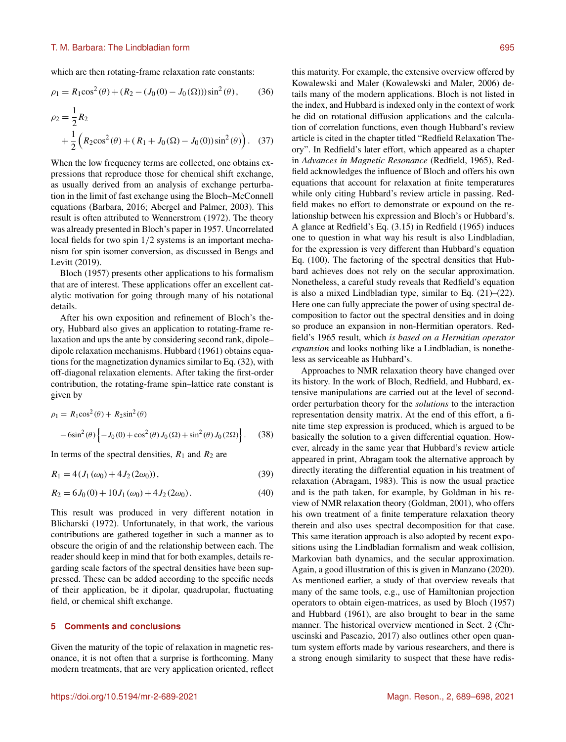which are then rotating-frame relaxation rate constants:

$$\rho_1 = R_1 \cos^2(\theta) + (R_2 - (J_0(0) - J_0(\Omega))) \sin^2(\theta), \tag{36}$$

$$\rho_2 = \frac{1}{2} R_2 + \frac{1}{2}\left( R_2 \cos^2(\theta) + (R_1 + J_0(\Omega) - J_0(0)) \sin^2(\theta) \right). \tag{37}$$

When the low frequency terms are collected, one obtains expressions that reproduce those for chemical shift exchange, as usually derived from an analysis of exchange perturbation in the limit of fast exchange using the Bloch–McConnell equations (Barbara, 2016; Abergel and Palmer, 2003). This result is often attributed to Wennerstrom (1972). The theory was already presented in Bloch's paper in 1957. Uncorrelated local fields for two spin 1/2 systems is an important mechanism for spin isomer conversion, as discussed in Bengs and Levitt (2019).

Bloch (1957) presents other applications to his formalism that are of interest. These applications offer an excellent catalytic motivation for going through many of his notational details.

After his own exposition and refinement of Bloch's theory, Hubbard also gives an application to rotating-frame relaxation and ups the ante by considering second rank, dipole–dipole relaxation mechanisms. Hubbard (1961) obtains equations for the magnetization dynamics similar to Eq. (32), with off-diagonal relaxation elements. After taking the first-order contribution, the rotating-frame spin–lattice rate constant is given by

$$\rho_1 = R_1 \cos^2(\theta) + R_2 \sin^2(\theta) - 6 \sin^2(\theta) \left\{ -J_0(0) + \cos^2(\theta) J_0(\Omega) + \sin^2(\theta) J_0(2\Omega) \right\}. \tag{38}$$

In terms of the spectral densities, $R_1$ and $R_2$ are

$$R_1 = 4 (J_1(\omega_0) + 4 J_2(2\omega_0)), \tag{39}$$

$$R_2 = 6 J_0(0) + 10 J_1(\omega_0) + 4 J_2(2\omega_0). \tag{40}$$

This result was produced in very different notation in Blicharski (1972). Unfortunately, in that work, the various contributions are gathered together in such a manner as to obscure the origin of and the relationship between each. The reader should keep in mind that for both examples, details regarding scale factors of the spectral densities have been suppressed. These can be added according to the specific needs of their application, be it dipolar, quadrupolar, fluctuating field, or chemical shift exchange.

## 5 Comments and conclusions

Given the maturity of the topic of relaxation in magnetic resonance, it is not often that a surprise is forthcoming. Many modern treatments, that are very application oriented, reflect this maturity. For example, the extensive overview offered by Kowalewski and Maler (Kowalewski and Maler, 2006) details many of the modern applications. Bloch is not listed in the index, and Hubbard is indexed only in the context of work he did on rotational diffusion applications and the calculation of correlation functions, even though Hubbard's review article is cited in the chapter titled "Redfield Relaxation Theory". In Redfield's later effort, which appeared as a chapter in *Advances in Magnetic Resonance* (Redfield, 1965), Redfield acknowledges the influence of Bloch and offers his own equations that account for relaxation at finite temperatures while only citing Hubbard's review article in passing. Redfield makes no effort to demonstrate or expound on the relationship between his expression and Bloch's or Hubbard's. A glance at Redfield's Eq. (3.15) in Redfield (1965) induces one to question in what way his result is also Lindbladian, for the expression is very different than Hubbard's equation Eq. (100). The factoring of the spectral densities that Hubbard achieves does not rely on the secular approximation. Nonetheless, a careful study reveals that Redfield's equation is also a mixed Lindbladian type, similar to Eq. (21)–(22). Here one can fully appreciate the power of using spectral decomposition to factor out the spectral densities and in doing so produce an expansion in non-Hermitian operators. Redfield's 1965 result, which *is based on a Hermitian operator expansion* and looks nothing like a Lindbladian, is nonetheless as serviceable as Hubbard's.

Approaches to NMR relaxation theory have changed over its history. In the work of Bloch, Redfield, and Hubbard, extensive manipulations are carried out at the level of second-order perturbation theory for the *solutions* to the interaction representation density matrix. At the end of this effort, a finite time step expression is produced, which is argued to be basically the solution to a given differential equation. However, already in the same year that Hubbard's review article appeared in print, Abragam took the alternative approach by directly iterating the differential equation in his treatment of relaxation (Abragam, 1983). This is now the usual practice and is the path taken, for example, by Goldman in his review of NMR relaxation theory (Goldman, 2001), who offers his own treatment of a finite temperature relaxation theory therein and also uses spectral decomposition for that case. This same iteration approach is also adopted by recent expositions using the Lindbladian formalism and weak collision, Markovian bath dynamics, and the secular approximation. Again, a good illustration of this is given in Manzano (2020). As mentioned earlier, a study of that overview reveals that many of the same tools, e.g., use of Hamiltonian projection operators to obtain eigen-matrices, as used by Bloch (1957) and Hubbard (1961), are also brought to bear in the same manner. The historical overview mentioned in Sect. 2 (Chruscinski and Pascazio, 2017) also outlines other open quantum system efforts made by various researchers, and there is a strong enough similarity to suspect that these have redis-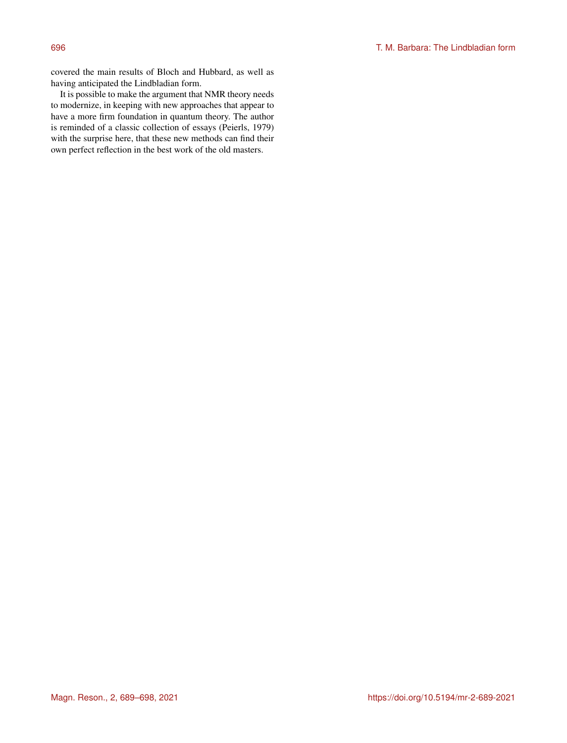covered the main results of Bloch and Hubbard, as well as having anticipated the Lindbladian form.

It is possible to make the argument that NMR theory needs to modernize, in keeping with new approaches that appear to have a more firm foundation in quantum theory. The author is reminded of a classic collection of essays (Peierls, 1979) with the surprise here, that these new methods can find their own perfect reflection in the best work of the old masters.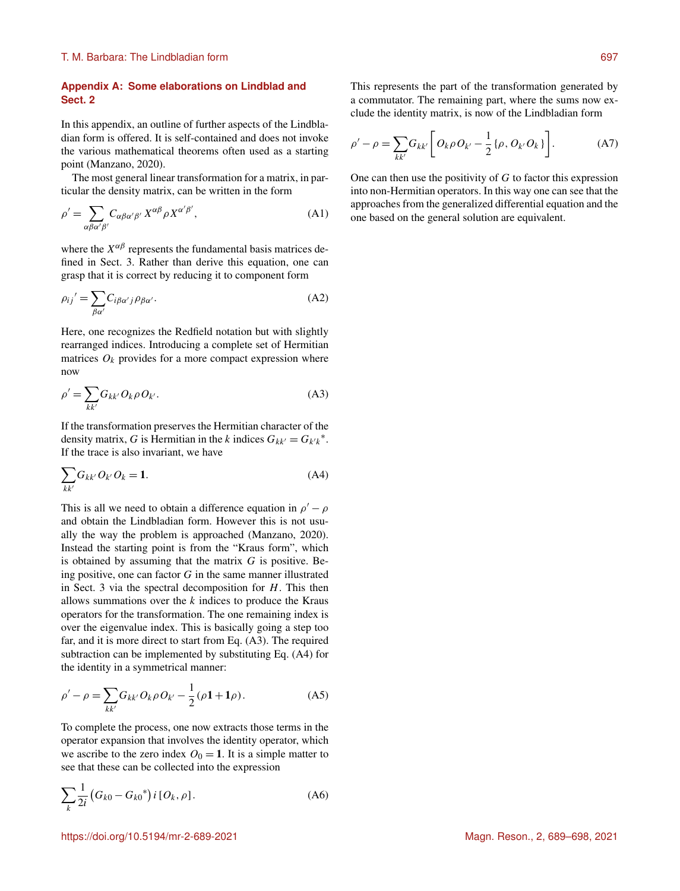## Appendix A: Some elaborations on Lindblad and Sect. 2

In this appendix, an outline of further aspects of the Lindbladian form is offered. It is self-contained and does not invoke the various mathematical theorems often used as a starting point (Manzano, 2020).

The most general linear transformation for a matrix, in particular the density matrix, can be written in the form

$$\rho' = \sum_{\alpha\beta\alpha'\beta'} C_{\alpha\beta\alpha'\beta'} X^{\alpha\beta} \rho X^{\alpha'\beta'}, \tag{A1}$$

where the $X^{\alpha\beta}$ represents the fundamental basis matrices defined in Sect. 3. Rather than derive this equation, one can grasp that it is correct by reducing it to component form

$$\rho_{ij}{}' = \sum_{\beta\alpha'} C_{i\beta\alpha' j} \rho_{\beta\alpha'}. \tag{A2}$$

Here, one recognizes the Redfield notation but with slightly rearranged indices. Introducing a complete set of Hermitian matrices $O_k$ provides for a more compact expression where now

$$\rho' = \sum_{kk'} G_{kk'} O_k \rho O_{k'}. \tag{A3}$$

If the transformation preserves the Hermitian character of the density matrix, $G$ is Hermitian in the $k$ indices $G_{kk'} = G_{k'k}{}^*$. If the trace is also invariant, we have

$$\sum_{kk'} G_{kk'} O_{k'} O_k = \mathbf{1}. \tag{A4}$$

This is all we need to obtain a difference equation in $\rho' - \rho$ and obtain the Lindbladian form. However this is not usually the way the problem is approached (Manzano, 2020). Instead the starting point is from the "Kraus form", which is obtained by assuming that the matrix $G$ is positive. Being positive, one can factor $G$ in the same manner illustrated in Sect. 3 via the spectral decomposition for $H$. This then allows summations over the $k$ indices to produce the Kraus operators for the transformation. The one remaining index is over the eigenvalue index. This is basically going a step too far, and it is more direct to start from Eq. (A3). The required subtraction can be implemented by substituting Eq. (A4) for the identity in a symmetrical manner:

$$\rho' - \rho = \sum_{kk'} G_{kk'} O_k \rho O_{k'} - \frac{1}{2}\left(\rho \mathbf{1} + \mathbf{1}\rho\right). \tag{A5}$$

To complete the process, one now extracts those terms in the operator expansion that involves the identity operator, which we ascribe to the zero index $O_0 = \mathbf{1}$. It is a simple matter to see that these can be collected into the expression

$$\sum_k \frac{1}{2i}\left(G_{k0} - G_{k0}{}^*\right) i \left[O_k, \rho\right]. \tag{A6}$$

This represents the part of the transformation generated by a commutator. The remaining part, where the sums now exclude the identity matrix, is now of the Lindbladian form

$$\rho' - \rho = \sum_{kk'} G_{kk'} \left[ O_k \rho O_{k'} - \frac{1}{2}\left\{\rho, O_{k'} O_k\right\}\right]. \tag{A7}$$

One can then use the positivity of $G$ to factor this expression into non-Hermitian operators. In this way one can see that the approaches from the generalized differential equation and the one based on the general solution are equivalent.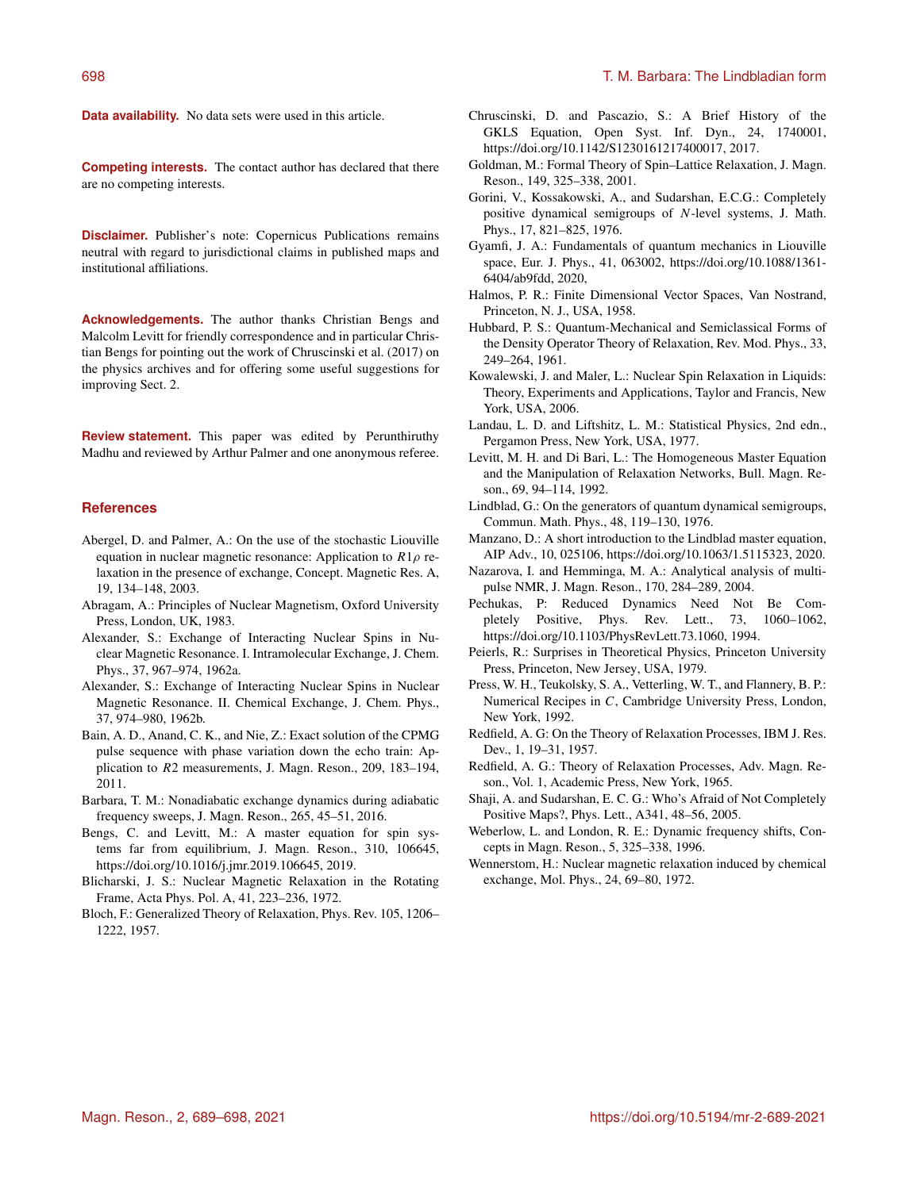**Data availability.** No data sets were used in this article.

**Competing interests.** The contact author has declared that there are no competing interests.

**Disclaimer.** Publisher's note: Copernicus Publications remains neutral with regard to jurisdictional claims in published maps and institutional affiliations.

**Acknowledgements.** The author thanks Christian Bengs and Malcolm Levitt for friendly correspondence and in particular Christian Bengs for pointing out the work of Chruscinski et al. (2017) on the physics archives and for offering some useful suggestions for improving Sect. 2.

**Review statement.** This paper was edited by Perunthiruthy Madhu and reviewed by Arthur Palmer and one anonymous referee.

## References

Abergel, D. and Palmer, A.: On the use of the stochastic Liouville equation in nuclear magnetic resonance: Application to $R1\rho$ relaxation in the presence of exchange, Concept. Magnetic Res. A, 19, 134–148, 2003.

Abragam, A.: Principles of Nuclear Magnetism, Oxford University Press, London, UK, 1983.

Alexander, S.: Exchange of Interacting Nuclear Spins in Nuclear Magnetic Resonance. I. Intramolecular Exchange, J. Chem. Phys., 37, 967–974, 1962a.

Alexander, S.: Exchange of Interacting Nuclear Spins in Nuclear Magnetic Resonance. II. Chemical Exchange, J. Chem. Phys., 37, 974–980, 1962b.

Bain, A. D., Anand, C. K., and Nie, Z.: Exact solution of the CPMG pulse sequence with phase variation down the echo train: Application to $R2$ measurements, J. Magn. Reson., 209, 183–194, 2011.

Barbara, T. M.: Nonadiabatic exchange dynamics during adiabatic frequency sweeps, J. Magn. Reson., 265, 45–51, 2016.

Bengs, C. and Levitt, M.: A master equation for spin systems far from equilibrium, J. Magn. Reson., 310, 106645, https://doi.org/10.1016/j.jmr.2019.106645, 2019.

Blicharski, J. S.: Nuclear Magnetic Relaxation in the Rotating Frame, Acta Phys. Pol. A, 41, 223–236, 1972.

Bloch, F.: Generalized Theory of Relaxation, Phys. Rev. 105, 1206–1222, 1957.

Chruscinski, D. and Pascazio, S.: A Brief History of the GKLS Equation, Open Syst. Inf. Dyn., 24, 1740001, https://doi.org/10.1142/S1230161217400017, 2017.

Goldman, M.: Formal Theory of Spin–Lattice Relaxation, J. Magn. Reson., 149, 325–338, 2001.

Gorini, V., Kossakowski, A., and Sudarshan, E.C.G.: Completely positive dynamical semigroups of $N$-level systems, J. Math. Phys., 17, 821–825, 1976.

Gyamfi, J. A.: Fundamentals of quantum mechanics in Liouville space, Eur. J. Phys., 41, 063002, https://doi.org/10.1088/1361-6404/ab9fdd, 2020,

Halmos, P. R.: Finite Dimensional Vector Spaces, Van Nostrand, Princeton, N. J., USA, 1958.

Hubbard, P. S.: Quantum-Mechanical and Semiclassical Forms of the Density Operator Theory of Relaxation, Rev. Mod. Phys., 33, 249–264, 1961.

Kowalewski, J. and Maler, L.: Nuclear Spin Relaxation in Liquids: Theory, Experiments and Applications, Taylor and Francis, New York, USA, 2006.

Landau, L. D. and Liftshitz, L. M.: Statistical Physics, 2nd edn., Pergamon Press, New York, USA, 1977.

Levitt, M. H. and Di Bari, L.: The Homogeneous Master Equation and the Manipulation of Relaxation Networks, Bull. Magn. Reson., 69, 94–114, 1992.

Lindblad, G.: On the generators of quantum dynamical semigroups, Commun. Math. Phys., 48, 119–130, 1976.

Manzano, D.: A short introduction to the Lindblad master equation, AIP Adv., 10, 025106, https://doi.org/10.1063/1.5115323, 2020.

Nazarova, I. and Hemminga, M. A.: Analytical analysis of multipulse NMR, J. Magn. Reson., 170, 284–289, 2004.

Pechukas, P: Reduced Dynamics Need Not Be Completely Positive, Phys. Rev. Lett., 73, 1060–1062, https://doi.org/10.1103/PhysRevLett.73.1060, 1994.

Peierls, R.: Surprises in Theoretical Physics, Princeton University Press, Princeton, New Jersey, USA, 1979.

Press, W. H., Teukolsky, S. A., Vetterling, W. T., and Flannery, B. P.: Numerical Recipes in $C$, Cambridge University Press, London, New York, 1992.

Redfield, A. G: On the Theory of Relaxation Processes, IBM J. Res. Dev., 1, 19–31, 1957.

Redfield, A. G.: Theory of Relaxation Processes, Adv. Magn. Reson., Vol. 1, Academic Press, New York, 1965.

Shaji, A. and Sudarshan, E. C. G.: Who's Afraid of Not Completely Positive Maps?, Phys. Lett., A341, 48–56, 2005.

Weberlow, L. and London, R. E.: Dynamic frequency shifts, Concepts in Magn. Reson., 5, 325–338, 1996.

Wennerstom, H.: Nuclear magnetic relaxation induced by chemical exchange, Mol. Phys., 24, 69–80, 1972.